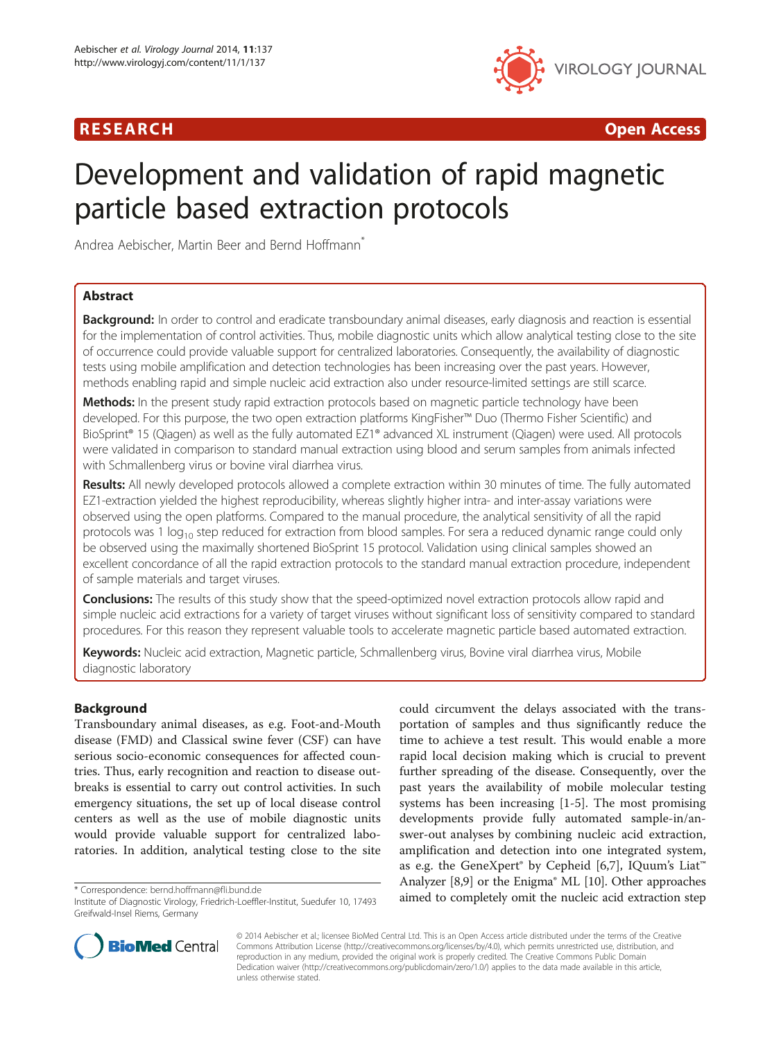RESEARCH **Open Access**

# Development and validation of rapid magnetic particle based extraction protocols

Andrea Aebischer, Martin Beer and Bernd Hoffmann*

## Abstract

**Background:** In order to control and eradicate transboundary animal diseases, early diagnosis and reaction is essential for the implementation of control activities. Thus, mobile diagnostic units which allow analytical testing close to the site of occurrence could provide valuable support for centralized laboratories. Consequently, the availability of diagnostic tests using mobile amplification and detection technologies has been increasing over the past years. However, methods enabling rapid and simple nucleic acid extraction also under resource-limited settings are still scarce.

**Methods:** In the present study rapid extraction protocols based on magnetic particle technology have been developed. For this purpose, the two open extraction platforms KingFisher™ Duo (Thermo Fisher Scientific) and BioSprint® 15 (Qiagen) as well as the fully automated EZ1® advanced XL instrument (Qiagen) were used. All protocols were validated in comparison to standard manual extraction using blood and serum samples from animals infected with Schmallenberg virus or bovine viral diarrhea virus.

**Results:** All newly developed protocols allowed a complete extraction within 30 minutes of time. The fully automated EZ1-extraction yielded the highest reproducibility, whereas slightly higher intra- and inter-assay variations were observed using the open platforms. Compared to the manual procedure, the analytical sensitivity of all the rapid protocols was 1 $\log_{10}$ step reduced for extraction from blood samples. For sera a reduced dynamic range could only be observed using the maximally shortened BioSprint 15 protocol. Validation using clinical samples showed an excellent concordance of all the rapid extraction protocols to the standard manual extraction procedure, independent of sample materials and target viruses.

**Conclusions:** The results of this study show that the speed-optimized novel extraction protocols allow rapid and simple nucleic acid extractions for a variety of target viruses without significant loss of sensitivity compared to standard procedures. For this reason they represent valuable tools to accelerate magnetic particle based automated extraction.

**Keywords:** Nucleic acid extraction, Magnetic particle, Schmallenberg virus, Bovine viral diarrhea virus, Mobile diagnostic laboratory

## Background

Transboundary animal diseases, as e.g. Foot-and-Mouth disease (FMD) and Classical swine fever (CSF) can have serious socio-economic consequences for affected countries. Thus, early recognition and reaction to disease outbreaks is essential to carry out control activities. In such emergency situations, the set up of local disease control centers as well as the use of mobile diagnostic units would provide valuable support for centralized laboratories. In addition, analytical testing close to the site could circumvent the delays associated with the transportation of samples and thus significantly reduce the time to achieve a test result. This would enable a more rapid local decision making which is crucial to prevent further spreading of the disease. Consequently, over the past years the availability of mobile molecular testing systems has been increasing [1-5]. The most promising developments provide fully automated sample-in/answer-out analyses by combining nucleic acid extraction, amplification and detection into one integrated system, as e.g. the GeneXpert® by Cepheid [6,7], IQuum's Liat™ Analyzer [8,9] or the Enigma® ML [10]. Other approaches aimed to completely omit the nucleic acid extraction step

* Correspondence: bernd.hoffmann@fli.bund.de
Institute of Diagnostic Virology, Friedrich-Loeffler-Institut, Suedufer 10, 17493 Greifwald-Insel Riems, Germany

© 2014 Aebischer et al.; licensee BioMed Central Ltd. This is an Open Access article distributed under the terms of the Creative Commons Attribution License (http://creativecommons.org/licenses/by/4.0), which permits unrestricted use, distribution, and reproduction in any medium, provided the original work is properly credited. The Creative Commons Public Domain Dedication waiver (http://creativecommons.org/publicdomain/zero/1.0/) applies to the data made available in this article, unless otherwise stated.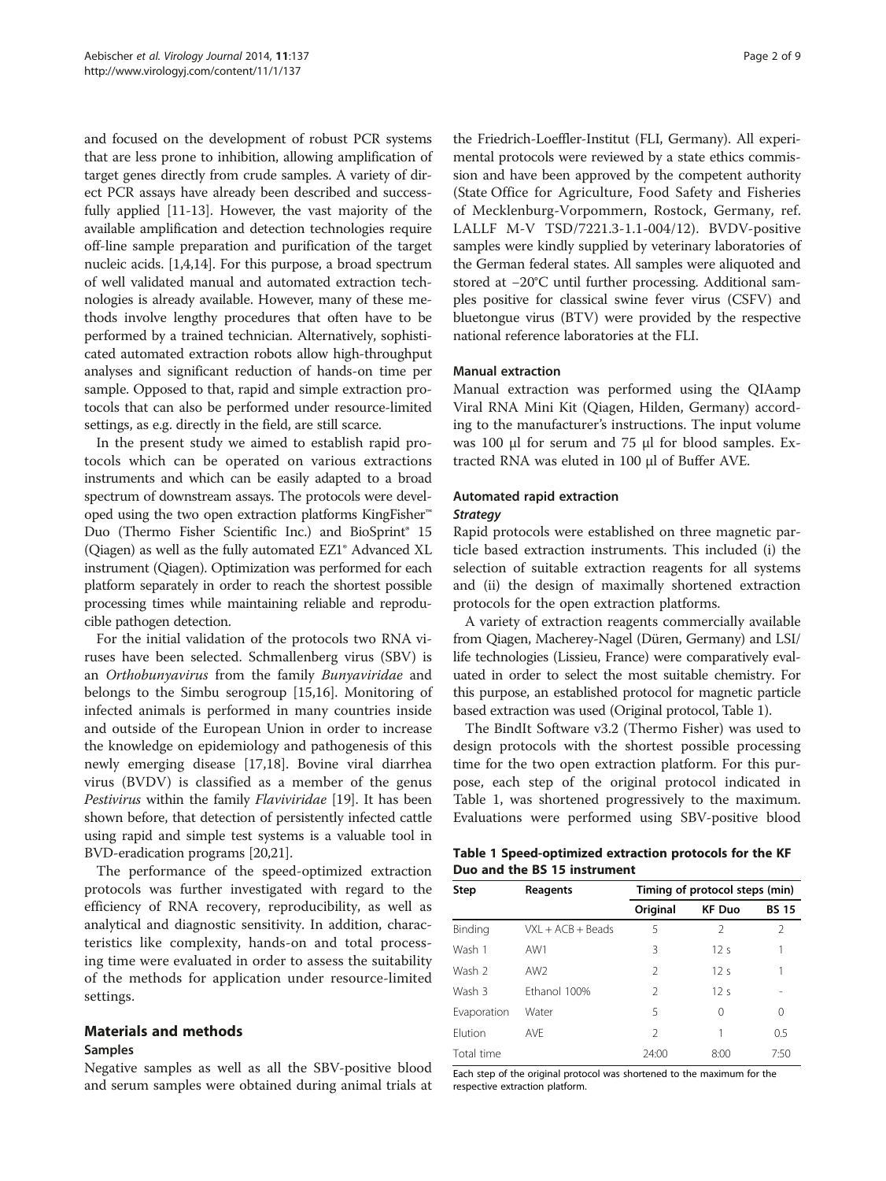and focused on the development of robust PCR systems that are less prone to inhibition, allowing amplification of target genes directly from crude samples. A variety of direct PCR assays have already been described and successfully applied [11-13]. However, the vast majority of the available amplification and detection technologies require off-line sample preparation and purification of the target nucleic acids. [1,4,14]. For this purpose, a broad spectrum of well validated manual and automated extraction technologies is already available. However, many of these methods involve lengthy procedures that often have to be performed by a trained technician. Alternatively, sophisticated automated extraction robots allow high-throughput analyses and significant reduction of hands-on time per sample. Opposed to that, rapid and simple extraction protocols that can also be performed under resource-limited settings, as e.g. directly in the field, are still scarce.

In the present study we aimed to establish rapid protocols which can be operated on various extractions instruments and which can be easily adapted to a broad spectrum of downstream assays. The protocols were developed using the two open extraction platforms KingFisher™ Duo (Thermo Fisher Scientific Inc.) and BioSprint® 15 (Qiagen) as well as the fully automated EZ1® Advanced XL instrument (Qiagen). Optimization was performed for each platform separately in order to reach the shortest possible processing times while maintaining reliable and reproducible pathogen detection.

For the initial validation of the protocols two RNA viruses have been selected. Schmallenberg virus (SBV) is an *Orthobunyavirus* from the family *Bunyaviridae* and belongs to the Simbu serogroup [15,16]. Monitoring of infected animals is performed in many countries inside and outside of the European Union in order to increase the knowledge on epidemiology and pathogenesis of this newly emerging disease [17,18]. Bovine viral diarrhea virus (BVDV) is classified as a member of the genus *Pestivirus* within the family *Flaviviridae* [19]. It has been shown before, that detection of persistently infected cattle using rapid and simple test systems is a valuable tool in BVD-eradication programs [20,21].

The performance of the speed-optimized extraction protocols was further investigated with regard to the efficiency of RNA recovery, reproducibility, as well as analytical and diagnostic sensitivity. In addition, characteristics like complexity, hands-on and total processing time were evaluated in order to assess the suitability of the methods for application under resource-limited settings.

## Materials and methods

### Samples

Negative samples as well as all the SBV-positive blood and serum samples were obtained during animal trials at the Friedrich-Loeffler-Institut (FLI, Germany). All experimental protocols were reviewed by a state ethics commission and have been approved by the competent authority (State Office for Agriculture, Food Safety and Fisheries of Mecklenburg-Vorpommern, Rostock, Germany, ref. LALLF M-V TSD/7221.3-1.1-004/12). BVDV-positive samples were kindly supplied by veterinary laboratories of the German federal states. All samples were aliquoted and stored at −20°C until further processing. Additional samples positive for classical swine fever virus (CSFV) and bluetongue virus (BTV) were provided by the respective national reference laboratories at the FLI.

### Manual extraction

Manual extraction was performed using the QIAamp Viral RNA Mini Kit (Qiagen, Hilden, Germany) according to the manufacturer's instructions. The input volume was 100 μl for serum and 75 μl for blood samples. Extracted RNA was eluted in 100 μl of Buffer AVE.

### Automated rapid extraction

#### *Strategy*

Rapid protocols were established on three magnetic particle based extraction instruments. This included (i) the selection of suitable extraction reagents for all systems and (ii) the design of maximally shortened extraction protocols for the open extraction platforms.

A variety of extraction reagents commercially available from Qiagen, Macherey-Nagel (Düren, Germany) and LSI/ life technologies (Lissieu, France) were comparatively evaluated in order to select the most suitable chemistry. For this purpose, an established protocol for magnetic particle based extraction was used (Original protocol, Table 1).

The BindIt Software v3.2 (Thermo Fisher) was used to design protocols with the shortest possible processing time for the two open extraction platform. For this purpose, each step of the original protocol indicated in Table 1, was shortened progressively to the maximum. Evaluations were performed using SBV-positive blood

**Table 1 Speed-optimized extraction protocols for the KF Duo and the BS 15 instrument**

| Step | Reagents | Timing of protocol steps (min) | | |
|---|---|---|---|---|
| | | **Original** | **KF Duo** | **BS 15** |
| Binding | VXL + ACB + Beads | 5 | 2 | 2 |
| Wash 1 | AW1 | 3 | 12 s | 1 |
| Wash 2 | AW2 | 2 | 12 s | 1 |
| Wash 3 | Ethanol 100% | 2 | 12 s | - |
| Evaporation | Water | 5 | 0 | 0 |
| Elution | AVE | 2 | 1 | 0.5 |
| Total time | | 24:00 | 8:00 | 7:50 |

Each step of the original protocol was shortened to the maximum for the respective extraction platform.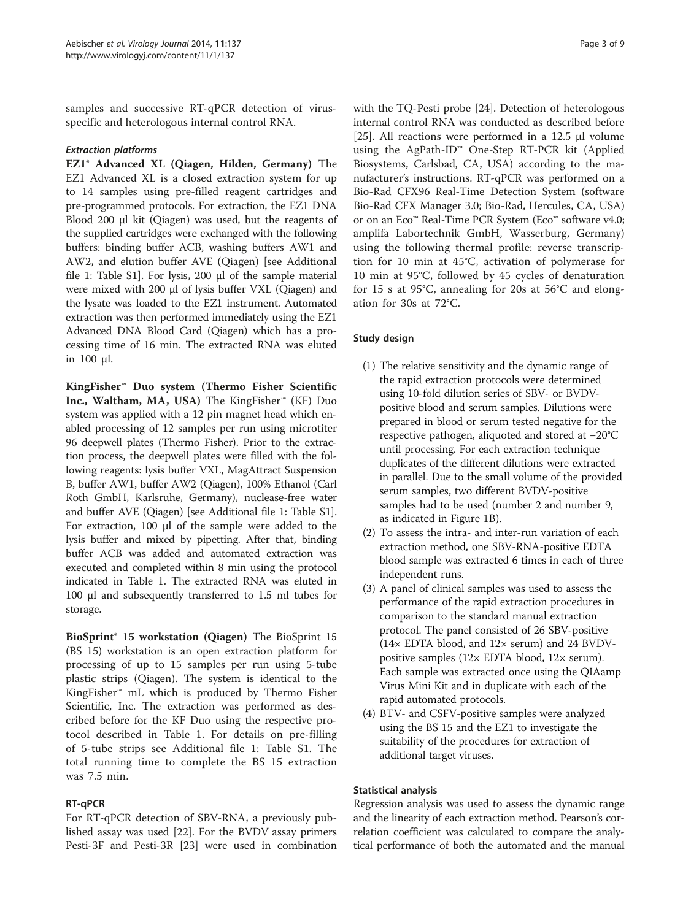samples and successive RT-qPCR detection of virus-specific and heterologous internal control RNA.

### *Extraction platforms*

**EZ1® Advanced XL (Qiagen, Hilden, Germany)** The EZ1 Advanced XL is a closed extraction system for up to 14 samples using pre-filled reagent cartridges and pre-programmed protocols. For extraction, the EZ1 DNA Blood 200 µl kit (Qiagen) was used, but the reagents of the supplied cartridges were exchanged with the following buffers: binding buffer ACB, washing buffers AW1 and AW2, and elution buffer AVE (Qiagen) [see Additional file 1: Table S1]. For lysis, 200 µl of the sample material were mixed with 200 µl of lysis buffer VXL (Qiagen) and the lysate was loaded to the EZ1 instrument. Automated extraction was then performed immediately using the EZ1 Advanced DNA Blood Card (Qiagen) which has a processing time of 16 min. The extracted RNA was eluted in 100 µl.

**KingFisher™ Duo system (Thermo Fisher Scientific Inc., Waltham, MA, USA)** The KingFisher™ (KF) Duo system was applied with a 12 pin magnet head which enabled processing of 12 samples per run using microtiter 96 deepwell plates (Thermo Fisher). Prior to the extraction process, the deepwell plates were filled with the following reagents: lysis buffer VXL, MagAttract Suspension B, buffer AW1, buffer AW2 (Qiagen), 100% Ethanol (Carl Roth GmbH, Karlsruhe, Germany), nuclease-free water and buffer AVE (Qiagen) [see Additional file 1: Table S1]. For extraction, 100 µl of the sample were added to the lysis buffer and mixed by pipetting. After that, binding buffer ACB was added and automated extraction was executed and completed within 8 min using the protocol indicated in Table 1. The extracted RNA was eluted in 100 µl and subsequently transferred to 1.5 ml tubes for storage.

**BioSprint® 15 workstation (Qiagen)** The BioSprint 15 (BS 15) workstation is an open extraction platform for processing of up to 15 samples per run using 5-tube plastic strips (Qiagen). The system is identical to the KingFisher™ mL which is produced by Thermo Fisher Scientific, Inc. The extraction was performed as described before for the KF Duo using the respective protocol described in Table 1. For details on pre-filling of 5-tube strips see Additional file 1: Table S1. The total running time to complete the BS 15 extraction was 7.5 min.

### RT-qPCR

For RT-qPCR detection of SBV-RNA, a previously published assay was used [22]. For the BVDV assay primers Pesti-3F and Pesti-3R [23] were used in combination with the TQ-Pesti probe [24]. Detection of heterologous internal control RNA was conducted as described before [25]. All reactions were performed in a 12.5 µl volume using the AgPath-ID™ One-Step RT-PCR kit (Applied Biosystems, Carlsbad, CA, USA) according to the manufacturer's instructions. RT-qPCR was performed on a Bio-Rad CFX96 Real-Time Detection System (software Bio-Rad CFX Manager 3.0; Bio-Rad, Hercules, CA, USA) or on an Eco™ Real-Time PCR System (Eco™ software v4.0; amplifa Labortechnik GmbH, Wasserburg, Germany) using the following thermal profile: reverse transcription for 10 min at 45°C, activation of polymerase for 10 min at 95°C, followed by 45 cycles of denaturation for 15 s at 95°C, annealing for 20s at 56°C and elongation for 30s at 72°C.

### Study design

(1) The relative sensitivity and the dynamic range of the rapid extraction protocols were determined using 10-fold dilution series of SBV- or BVDV-positive blood and serum samples. Dilutions were prepared in blood or serum tested negative for the respective pathogen, aliquoted and stored at −20°C until processing. For each extraction technique duplicates of the different dilutions were extracted in parallel. Due to the small volume of the provided serum samples, two different BVDV-positive samples had to be used (number 2 and number 9, as indicated in Figure 1B).
(2) To assess the intra- and inter-run variation of each extraction method, one SBV-RNA-positive EDTA blood sample was extracted 6 times in each of three independent runs.
(3) A panel of clinical samples was used to assess the performance of the rapid extraction procedures in comparison to the standard manual extraction protocol. The panel consisted of 26 SBV-positive (14× EDTA blood, and 12× serum) and 24 BVDV-positive samples (12× EDTA blood, 12× serum). Each sample was extracted once using the QIAamp Virus Mini Kit and in duplicate with each of the rapid automated protocols.
(4) BTV- and CSFV-positive samples were analyzed using the BS 15 and the EZ1 to investigate the suitability of the procedures for extraction of additional target viruses.

### Statistical analysis

Regression analysis was used to assess the dynamic range and the linearity of each extraction method. Pearson's correlation coefficient was calculated to compare the analytical performance of both the automated and the manual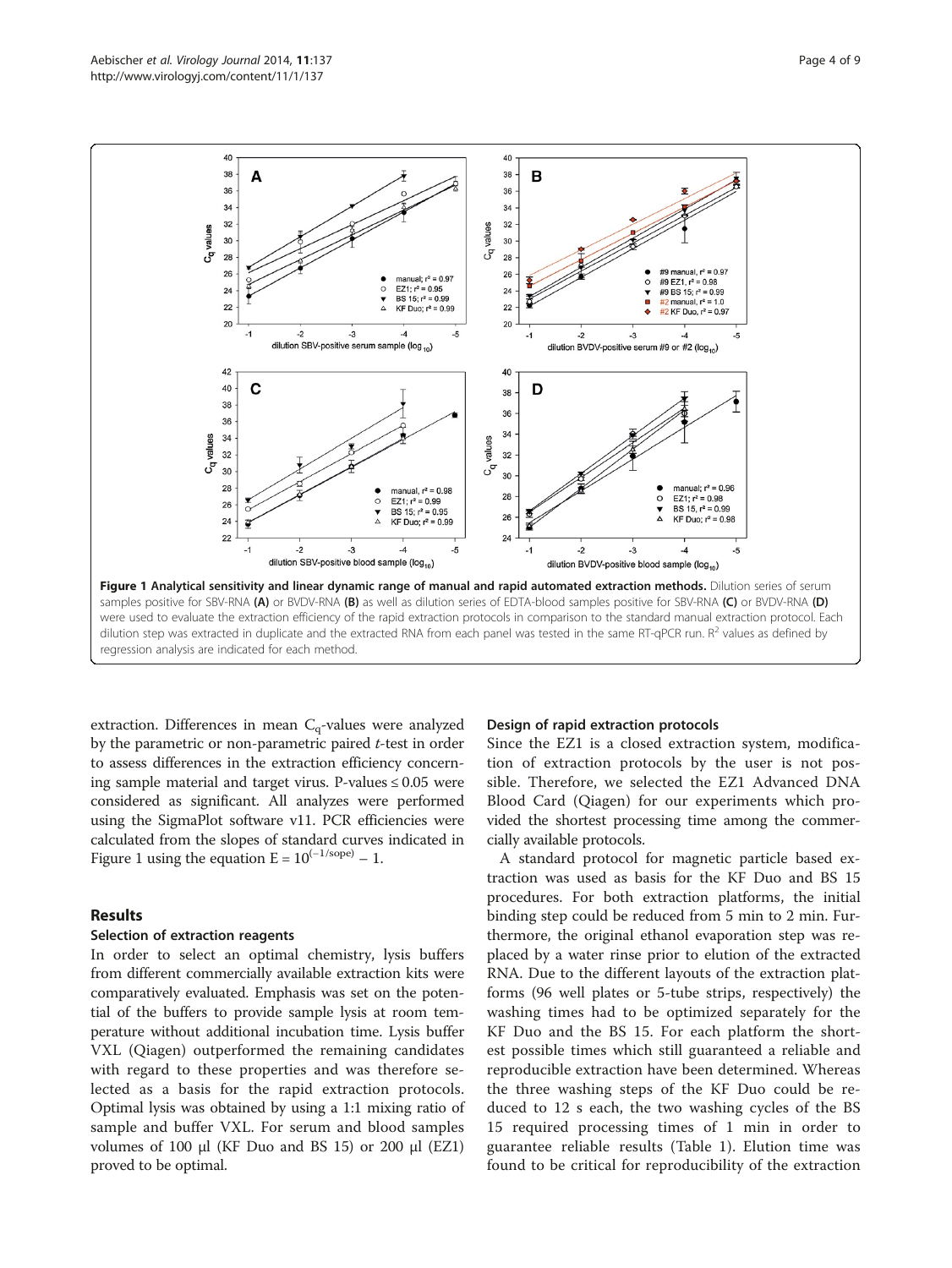**Figure 1 Analytical sensitivity and linear dynamic range of manual and rapid automated extraction methods.** Dilution series of serum samples positive for SBV-RNA **(A)** or BVDV-RNA **(B)** as well as dilution series of EDTA-blood samples positive for SBV-RNA **(C)** or BVDV-RNA **(D)** were used to evaluate the extraction efficiency of the rapid extraction protocols in comparison to the standard manual extraction protocol. Each dilution step was extracted in duplicate and the extracted RNA from each panel was tested in the same RT-qPCR run. $R^2$ values as defined by regression analysis are indicated for each method.

extraction. Differences in mean $C_q$-values were analyzed by the parametric or non-parametric paired *t*-test in order to assess differences in the extraction efficiency concerning sample material and target virus. P-values ≤ 0.05 were considered as significant. All analyzes were performed using the SigmaPlot software v11. PCR efficiencies were calculated from the slopes of standard curves indicated in Figure 1 using the equation $E = 10^{(-1/\text{sope})} - 1$.

## Results

### Selection of extraction reagents

In order to select an optimal chemistry, lysis buffers from different commercially available extraction kits were comparatively evaluated. Emphasis was set on the potential of the buffers to provide sample lysis at room temperature without additional incubation time. Lysis buffer VXL (Qiagen) outperformed the remaining candidates with regard to these properties and was therefore selected as a basis for the rapid extraction protocols. Optimal lysis was obtained by using a 1:1 mixing ratio of sample and buffer VXL. For serum and blood samples volumes of 100 μl (KF Duo and BS 15) or 200 μl (EZ1) proved to be optimal.

### Design of rapid extraction protocols

Since the EZ1 is a closed extraction system, modification of extraction protocols by the user is not possible. Therefore, we selected the EZ1 Advanced DNA Blood Card (Qiagen) for our experiments which provided the shortest processing time among the commercially available protocols.

A standard protocol for magnetic particle based extraction was used as basis for the KF Duo and BS 15 procedures. For both extraction platforms, the initial binding step could be reduced from 5 min to 2 min. Furthermore, the original ethanol evaporation step was replaced by a water rinse prior to elution of the extracted RNA. Due to the different layouts of the extraction platforms (96 well plates or 5-tube strips, respectively) the washing times had to be optimized separately for the KF Duo and the BS 15. For each platform the shortest possible times which still guaranteed a reliable and reproducible extraction have been determined. Whereas the three washing steps of the KF Duo could be reduced to 12 s each, the two washing cycles of the BS 15 required processing times of 1 min in order to guarantee reliable results (Table 1). Elution time was found to be critical for reproducibility of the extraction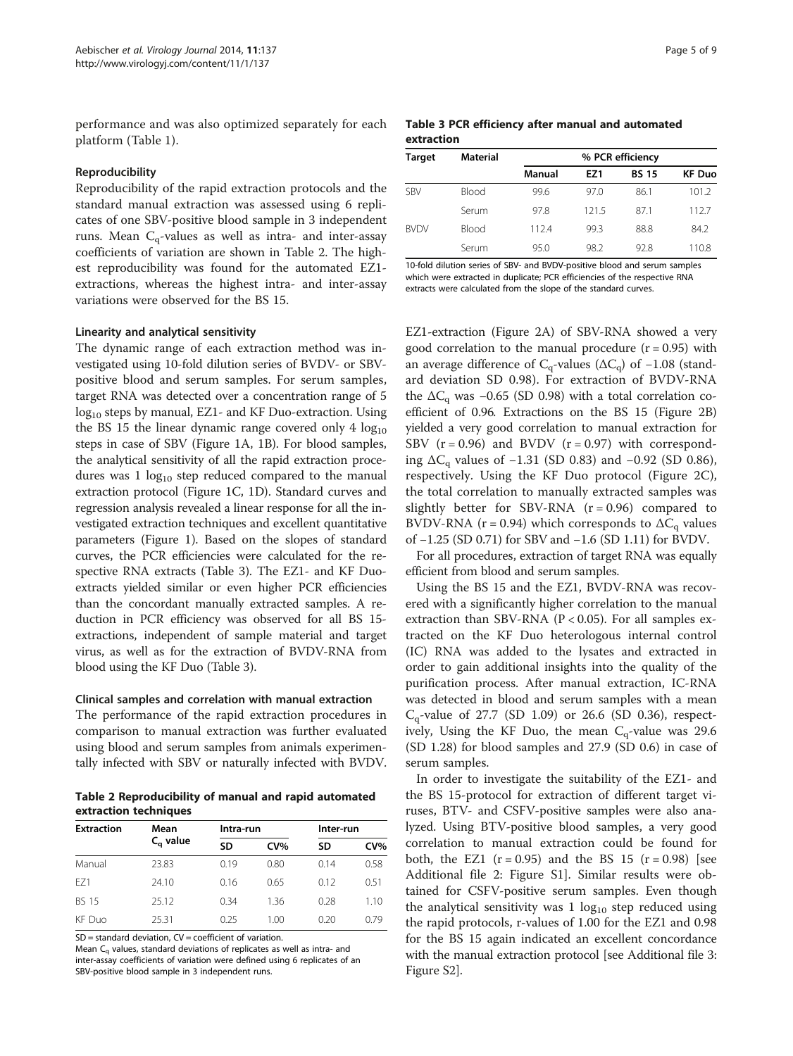performance and was also optimized separately for each platform (Table 1).

#### Reproducibility

Reproducibility of the rapid extraction protocols and the standard manual extraction was assessed using 6 replicates of one SBV-positive blood sample in 3 independent runs. Mean $C_q$-values as well as intra- and inter-assay coefficients of variation are shown in Table 2. The highest reproducibility was found for the automated EZ1-extractions, whereas the highest intra- and inter-assay variations were observed for the BS 15.

#### Linearity and analytical sensitivity

The dynamic range of each extraction method was investigated using 10-fold dilution series of BVDV- or SBV-positive blood and serum samples. For serum samples, target RNA was detected over a concentration range of 5 $\log_{10}$ steps by manual, EZ1- and KF Duo-extraction. Using the BS 15 the linear dynamic range covered only 4 $\log_{10}$ steps in case of SBV (Figure 1A, 1B). For blood samples, the analytical sensitivity of all the rapid extraction procedures was 1 $\log_{10}$ step reduced compared to the manual extraction protocol (Figure 1C, 1D). Standard curves and regression analysis revealed a linear response for all the investigated extraction techniques and excellent quantitative parameters (Figure 1). Based on the slopes of standard curves, the PCR efficiencies were calculated for the respective RNA extracts (Table 3). The EZ1- and KF Duo-extracts yielded similar or even higher PCR efficiencies than the concordant manually extracted samples. A reduction in PCR efficiency was observed for all BS 15-extractions, independent of sample material and target virus, as well as for the extraction of BVDV-RNA from blood using the KF Duo (Table 3).

#### Clinical samples and correlation with manual extraction

The performance of the rapid extraction procedures in comparison to manual extraction was further evaluated using blood and serum samples from animals experimentally infected with SBV or naturally infected with BVDV.

**Table 2 Reproducibility of manual and rapid automated extraction techniques**

| Extraction | Mean $C_q$ value | Intra-run | | Inter-run | |
|---|---|---|---|---|---|
| | | SD | CV% | SD | CV% |
| Manual | 23.83 | 0.19 | 0.80 | 0.14 | 0.58 |
| EZ1 | 24.10 | 0.16 | 0.65 | 0.12 | 0.51 |
| BS 15 | 25.12 | 0.34 | 1.36 | 0.28 | 1.10 |
| KF Duo | 25.31 | 0.25 | 1.00 | 0.20 | 0.79 |

SD = standard deviation, CV = coefficient of variation.
Mean $C_q$ values, standard deviations of replicates as well as intra- and inter-assay coefficients of variation were defined using 6 replicates of an SBV-positive blood sample in 3 independent runs.

**Table 3 PCR efficiency after manual and automated extraction**

| Target | Material | % PCR efficiency | | | |
|---|---|---|---|---|---|
| | | Manual | EZ1 | BS 15 | KF Duo |
| SBV | Blood | 99.6 | 97.0 | 86.1 | 101.2 |
| | Serum | 97.8 | 121.5 | 87.1 | 112.7 |
| BVDV | Blood | 112.4 | 99.3 | 88.8 | 84.2 |
| | Serum | 95.0 | 98.2 | 92.8 | 110.8 |

10-fold dilution series of SBV- and BVDV-positive blood and serum samples which were extracted in duplicate; PCR efficiencies of the respective RNA extracts were calculated from the slope of the standard curves.

EZ1-extraction (Figure 2A) of SBV-RNA showed a very good correlation to the manual procedure (r = 0.95) with an average difference of $C_q$-values ($\Delta C_q$) of −1.08 (standard deviation SD 0.98). For extraction of BVDV-RNA the $\Delta C_q$ was −0.65 (SD 0.98) with a total correlation coefficient of 0.96. Extractions on the BS 15 (Figure 2B) yielded a very good correlation to manual extraction for SBV (r = 0.96) and BVDV (r = 0.97) with corresponding $\Delta C_q$ values of −1.31 (SD 0.83) and −0.92 (SD 0.86), respectively. Using the KF Duo protocol (Figure 2C), the total correlation to manually extracted samples was slightly better for SBV-RNA (r = 0.96) compared to BVDV-RNA (r = 0.94) which corresponds to $\Delta C_q$ values of −1.25 (SD 0.71) for SBV and −1.6 (SD 1.11) for BVDV.

For all procedures, extraction of target RNA was equally efficient from blood and serum samples.

Using the BS 15 and the EZ1, BVDV-RNA was recovered with a significantly higher correlation to the manual extraction than SBV-RNA ($P < 0.05$). For all samples extracted on the KF Duo heterologous internal control (IC) RNA was added to the lysates and extracted in order to gain additional insights into the quality of the purification process. After manual extraction, IC-RNA was detected in blood and serum samples with a mean $C_q$-value of 27.7 (SD 1.09) or 26.6 (SD 0.36), respectively, Using the KF Duo, the mean $C_q$-value was 29.6 (SD 1.28) for blood samples and 27.9 (SD 0.6) in case of serum samples.

In order to investigate the suitability of the EZ1- and the BS 15-protocol for extraction of different target viruses, BTV- and CSFV-positive samples were also analyzed. Using BTV-positive blood samples, a very good correlation to manual extraction could be found for both, the EZ1 (r = 0.95) and the BS 15 (r = 0.98) [see Additional file 2: Figure S1]. Similar results were obtained for CSFV-positive serum samples. Even though the analytical sensitivity was 1 $\log_{10}$ step reduced using the rapid protocols, r-values of 1.00 for the EZ1 and 0.98 for the BS 15 again indicated an excellent concordance with the manual extraction protocol [see Additional file 3: Figure S2].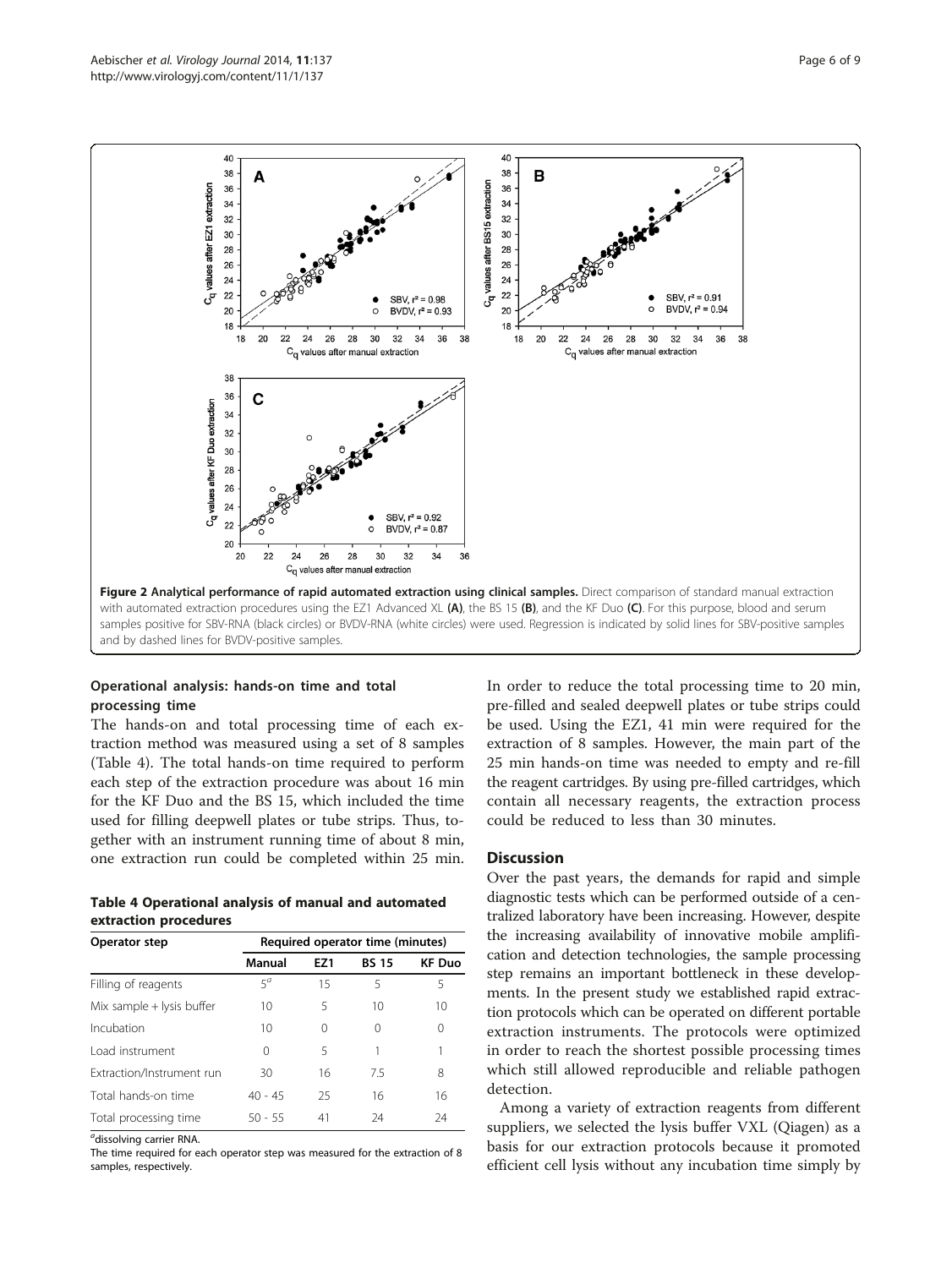Figure 2 Analytical performance of rapid automated extraction using clinical samples. Direct comparison of standard manual extraction with automated extraction procedures using the EZ1 Advanced XL (A), the BS 15 (B), and the KF Duo (C). For this purpose, blood and serum samples positive for SBV-RNA (black circles) or BVDV-RNA (white circles) were used. Regression is indicated by solid lines for SBV-positive samples and by dashed lines for BVDV-positive samples.

### Operational analysis: hands-on time and total processing time

The hands-on and total processing time of each extraction method was measured using a set of 8 samples (Table 4). The total hands-on time required to perform each step of the extraction procedure was about 16 min for the KF Duo and the BS 15, which included the time used for filling deepwell plates or tube strips. Thus, together with an instrument running time of about 8 min, one extraction run could be completed within 25 min. In order to reduce the total processing time to 20 min, pre-filled and sealed deepwell plates or tube strips could be used. Using the EZ1, 41 min were required for the extraction of 8 samples. However, the main part of the 25 min hands-on time was needed to empty and re-fill the reagent cartridges. By using pre-filled cartridges, which contain all necessary reagents, the extraction process could be reduced to less than 30 minutes.

**Table 4 Operational analysis of manual and automated extraction procedures**

| Operator step | Required operator time (minutes) | | | |
|---|---|---|---|---|
| | Manual | EZ1 | BS 15 | KF Duo |
| Filling of reagents | 5[a] | 15 | 5 | 5 |
| Mix sample + lysis buffer | 10 | 5 | 10 | 10 |
| Incubation | 10 | 0 | 0 | 0 |
| Load instrument | 0 | 5 | 1 | 1 |
| Extraction/Instrument run | 30 | 16 | 7.5 | 8 |
| Total hands-on time | 40 - 45 | 25 | 16 | 16 |
| Total processing time | 50 - 55 | 41 | 24 | 24 |

[a]dissolving carrier RNA.
The time required for each operator step was measured for the extraction of 8 samples, respectively.

## Discussion

Over the past years, the demands for rapid and simple diagnostic tests which can be performed outside of a centralized laboratory have been increasing. However, despite the increasing availability of innovative mobile amplification and detection technologies, the sample processing step remains an important bottleneck in these developments. In the present study we established rapid extraction protocols which can be operated on different portable extraction instruments. The protocols were optimized in order to reach the shortest possible processing times which still allowed reproducible and reliable pathogen detection.

Among a variety of extraction reagents from different suppliers, we selected the lysis buffer VXL (Qiagen) as a basis for our extraction protocols because it promoted efficient cell lysis without any incubation time simply by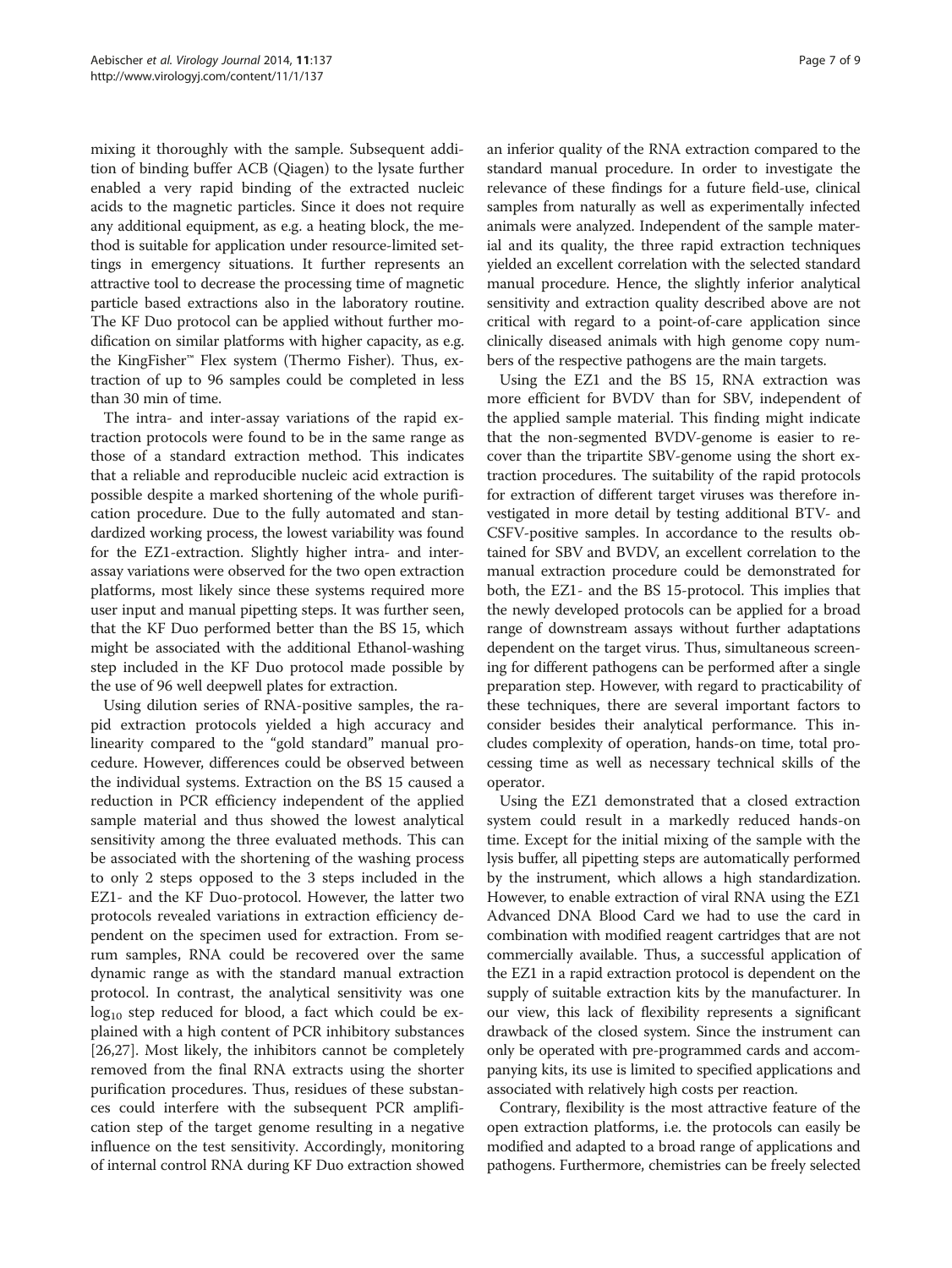mixing it thoroughly with the sample. Subsequent addition of binding buffer ACB (Qiagen) to the lysate further enabled a very rapid binding of the extracted nucleic acids to the magnetic particles. Since it does not require any additional equipment, as e.g. a heating block, the method is suitable for application under resource-limited settings in emergency situations. It further represents an attractive tool to decrease the processing time of magnetic particle based extractions also in the laboratory routine. The KF Duo protocol can be applied without further modification on similar platforms with higher capacity, as e.g. the KingFisher™ Flex system (Thermo Fisher). Thus, extraction of up to 96 samples could be completed in less than 30 min of time.

The intra- and inter-assay variations of the rapid extraction protocols were found to be in the same range as those of a standard extraction method. This indicates that a reliable and reproducible nucleic acid extraction is possible despite a marked shortening of the whole purification procedure. Due to the fully automated and standardized working process, the lowest variability was found for the EZ1-extraction. Slightly higher intra- and inter-assay variations were observed for the two open extraction platforms, most likely since these systems required more user input and manual pipetting steps. It was further seen, that the KF Duo performed better than the BS 15, which might be associated with the additional Ethanol-washing step included in the KF Duo protocol made possible by the use of 96 well deepwell plates for extraction.

Using dilution series of RNA-positive samples, the rapid extraction protocols yielded a high accuracy and linearity compared to the "gold standard" manual procedure. However, differences could be observed between the individual systems. Extraction on the BS 15 caused a reduction in PCR efficiency independent of the applied sample material and thus showed the lowest analytical sensitivity among the three evaluated methods. This can be associated with the shortening of the washing process to only 2 steps opposed to the 3 steps included in the EZ1- and the KF Duo-protocol. However, the latter two protocols revealed variations in extraction efficiency dependent on the specimen used for extraction. From serum samples, RNA could be recovered over the same dynamic range as with the standard manual extraction protocol. In contrast, the analytical sensitivity was one $\log_{10}$ step reduced for blood, a fact which could be explained with a high content of PCR inhibitory substances [26,27]. Most likely, the inhibitors cannot be completely removed from the final RNA extracts using the shorter purification procedures. Thus, residues of these substances could interfere with the subsequent PCR amplification step of the target genome resulting in a negative influence on the test sensitivity. Accordingly, monitoring of internal control RNA during KF Duo extraction showed an inferior quality of the RNA extraction compared to the standard manual procedure. In order to investigate the relevance of these findings for a future field-use, clinical samples from naturally as well as experimentally infected animals were analyzed. Independent of the sample material and its quality, the three rapid extraction techniques yielded an excellent correlation with the selected standard manual procedure. Hence, the slightly inferior analytical sensitivity and extraction quality described above are not critical with regard to a point-of-care application since clinically diseased animals with high genome copy numbers of the respective pathogens are the main targets.

Using the EZ1 and the BS 15, RNA extraction was more efficient for BVDV than for SBV, independent of the applied sample material. This finding might indicate that the non-segmented BVDV-genome is easier to recover than the tripartite SBV-genome using the short extraction procedures. The suitability of the rapid protocols for extraction of different target viruses was therefore investigated in more detail by testing additional BTV- and CSFV-positive samples. In accordance to the results obtained for SBV and BVDV, an excellent correlation to the manual extraction procedure could be demonstrated for both, the EZ1- and the BS 15-protocol. This implies that the newly developed protocols can be applied for a broad range of downstream assays without further adaptations dependent on the target virus. Thus, simultaneous screening for different pathogens can be performed after a single preparation step. However, with regard to practicability of these techniques, there are several important factors to consider besides their analytical performance. This includes complexity of operation, hands-on time, total processing time as well as necessary technical skills of the operator.

Using the EZ1 demonstrated that a closed extraction system could result in a markedly reduced hands-on time. Except for the initial mixing of the sample with the lysis buffer, all pipetting steps are automatically performed by the instrument, which allows a high standardization. However, to enable extraction of viral RNA using the EZ1 Advanced DNA Blood Card we had to use the card in combination with modified reagent cartridges that are not commercially available. Thus, a successful application of the EZ1 in a rapid extraction protocol is dependent on the supply of suitable extraction kits by the manufacturer. In our view, this lack of flexibility represents a significant drawback of the closed system. Since the instrument can only be operated with pre-programmed cards and accompanying kits, its use is limited to specified applications and associated with relatively high costs per reaction.

Contrary, flexibility is the most attractive feature of the open extraction platforms, i.e. the protocols can easily be modified and adapted to a broad range of applications and pathogens. Furthermore, chemistries can be freely selected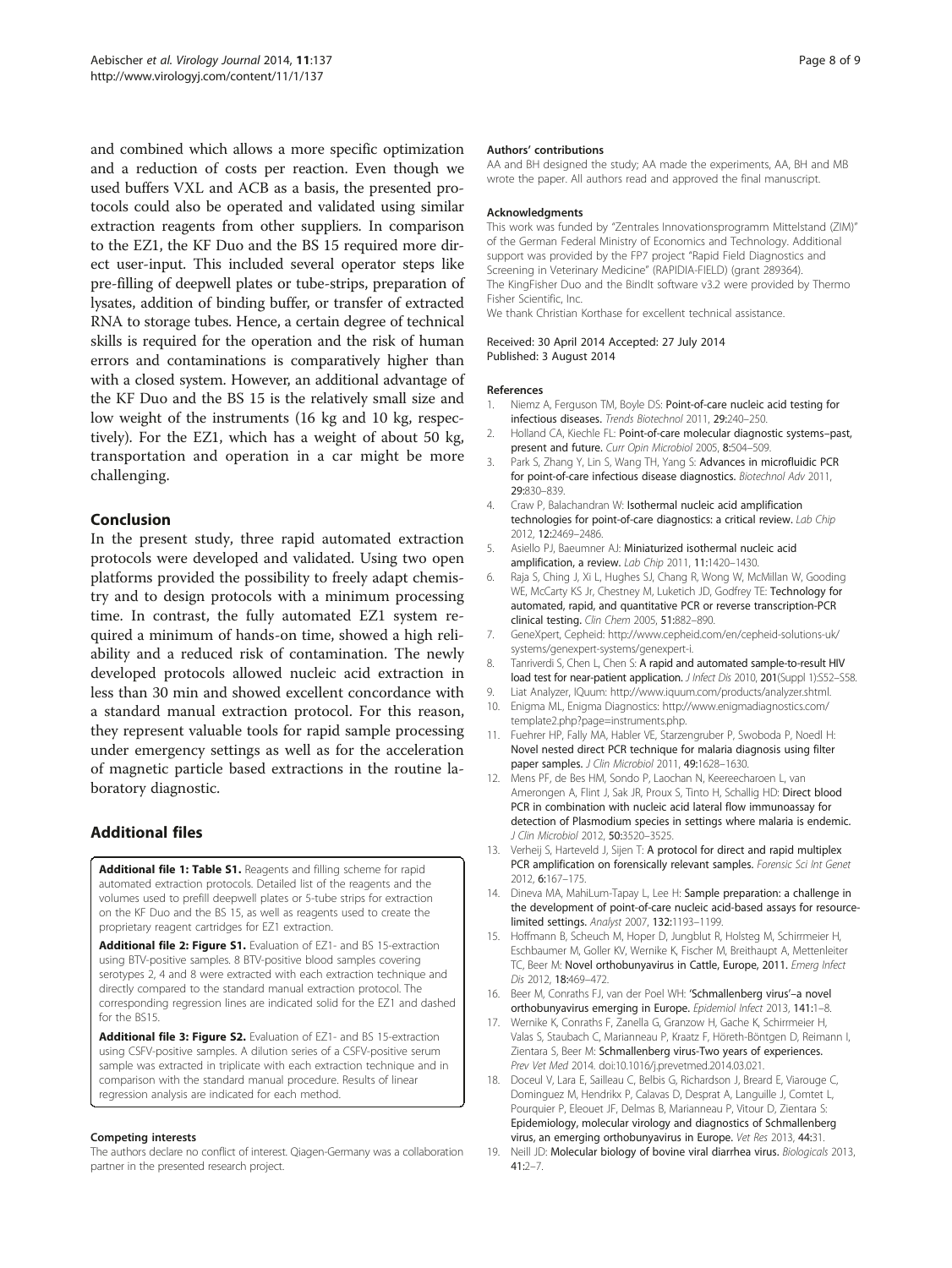and combined which allows a more specific optimization and a reduction of costs per reaction. Even though we used buffers VXL and ACB as a basis, the presented protocols could also be operated and validated using similar extraction reagents from other suppliers. In comparison to the EZ1, the KF Duo and the BS 15 required more direct user-input. This included several operator steps like pre-filling of deepwell plates or tube-strips, preparation of lysates, addition of binding buffer, or transfer of extracted RNA to storage tubes. Hence, a certain degree of technical skills is required for the operation and the risk of human errors and contaminations is comparatively higher than with a closed system. However, an additional advantage of the KF Duo and the BS 15 is the relatively small size and low weight of the instruments (16 kg and 10 kg, respectively). For the EZ1, which has a weight of about 50 kg, transportation and operation in a car might be more challenging.

## Conclusion

In the present study, three rapid automated extraction protocols were developed and validated. Using two open platforms provided the possibility to freely adapt chemistry and to design protocols with a minimum processing time. In contrast, the fully automated EZ1 system required a minimum of hands-on time, showed a high reliability and a reduced risk of contamination. The newly developed protocols allowed nucleic acid extraction in less than 30 min and showed excellent concordance with a standard manual extraction protocol. For this reason, they represent valuable tools for rapid sample processing under emergency settings as well as for the acceleration of magnetic particle based extractions in the routine laboratory diagnostic.

## Additional files

**Additional file 1: Table S1.** Reagents and filling scheme for rapid automated extraction protocols. Detailed list of the reagents and the volumes used to prefill deepwell plates or 5-tube strips for extraction on the KF Duo and the BS 15, as well as reagents used to create the proprietary reagent cartridges for EZ1 extraction.

**Additional file 2: Figure S1.** Evaluation of EZ1- and BS 15-extraction using BTV-positive samples. 8 BTV-positive blood samples covering serotypes 2, 4 and 8 were extracted with each extraction technique and directly compared to the standard manual extraction protocol. The corresponding regression lines are indicated solid for the EZ1 and dashed for the BS15.

**Additional file 3: Figure S2.** Evaluation of EZ1- and BS 15-extraction using CSFV-positive samples. A dilution series of a CSFV-positive serum sample was extracted in triplicate with each extraction technique and in comparison with the standard manual procedure. Results of linear regression analysis are indicated for each method.

#### Competing interests

The authors declare no conflict of interest. Qiagen-Germany was a collaboration partner in the presented research project.

#### Authors' contributions

AA and BH designed the study; AA made the experiments, AA, BH and MB wrote the paper. All authors read and approved the final manuscript.

#### Acknowledgments

This work was funded by "Zentrales Innovationsprogramm Mittelstand (ZIM)" of the German Federal Ministry of Economics and Technology. Additional support was provided by the FP7 project "Rapid Field Diagnostics and Screening in Veterinary Medicine" (RAPIDIA-FIELD) (grant 289364). The KingFisher Duo and the BindIt software v3.2 were provided by Thermo Fisher Scientific, Inc.
We thank Christian Korthase for excellent technical assistance.

Received: 30 April 2014 Accepted: 27 July 2014
Published: 3 August 2014

#### References

1. Niemz A, Ferguson TM, Boyle DS: **Point-of-care nucleic acid testing for infectious diseases.** *Trends Biotechnol* 2011, **29:**240–250.
2. Holland CA, Kiechle FL: **Point-of-care molecular diagnostic systems–past, present and future.** *Curr Opin Microbiol* 2005, **8:**504–509.
3. Park S, Zhang Y, Lin S, Wang TH, Yang S: **Advances in microfluidic PCR for point-of-care infectious disease diagnostics.** *Biotechnol Adv* 2011, **29:**830–839.
4. Craw P, Balachandran W: **Isothermal nucleic acid amplification technologies for point-of-care diagnostics: a critical review.** *Lab Chip* 2012, **12:**2469–2486.
5. Asiello PJ, Baeumner AJ: **Miniaturized isothermal nucleic acid amplification, a review.** *Lab Chip* 2011, **11:**1420–1430.
6. Raja S, Ching J, Xi L, Hughes SJ, Chang R, Wong W, McMillan W, Gooding WE, McCarty KS Jr, Chestney M, Luketich JD, Godfrey TE: **Technology for automated, rapid, and quantitative PCR or reverse transcription-PCR clinical testing.** *Clin Chem* 2005, **51:**882–890.
7. GeneXpert, Cepheid: http://www.cepheid.com/en/cepheid-solutions-uk/systems/genexpert-systems/genexpert-i.
8. Tanriverdi S, Chen L, Chen S: **A rapid and automated sample-to-result HIV load test for near-patient application.** *J Infect Dis* 2010, **201**(Suppl 1):S52–S58.
9. Liat Analyzer, IQuum: http://www.iquum.com/products/analyzer.shtml.
10. Enigma ML, Enigma Diagnostics: http://www.enigmadiagnostics.com/template2.php?page=instruments.php.
11. Fuehrer HP, Fally MA, Habler VE, Starzengruber P, Swoboda P, Noedl H: **Novel nested direct PCR technique for malaria diagnosis using filter paper samples.** *J Clin Microbiol* 2011, **49:**1628–1630.
12. Mens PF, de Bes HM, Sondo P, Laochan N, Keereecharoen L, van Amerongen A, Flint J, Sak JR, Proux S, Tinto H, Schallig HD: **Direct blood PCR in combination with nucleic acid lateral flow immunoassay for detection of Plasmodium species in settings where malaria is endemic.** *J Clin Microbiol* 2012, **50:**3520–3525.
13. Verheij S, Harteveld J, Sijen T: **A protocol for direct and rapid multiplex PCR amplification on forensically relevant samples.** *Forensic Sci Int Genet* 2012, **6:**167–175.
14. Dineva MA, MahiLum-Tapay L, Lee H: **Sample preparation: a challenge in the development of point-of-care nucleic acid-based assays for resource-limited settings.** *Analyst* 2007, **132:**1193–1199.
15. Hoffmann B, Scheuch M, Hoper D, Jungblut R, Holsteg M, Schirrmeier H, Eschbaumer M, Goller KV, Wernike K, Fischer M, Breithaupt A, Mettenleiter TC, Beer M: **Novel orthobunyavirus in Cattle, Europe, 2011.** *Emerg Infect Dis* 2012, **18:**469–472.
16. Beer M, Conraths FJ, van der Poel WH: **'Schmallenberg virus'–a novel orthobunyavirus emerging in Europe.** *Epidemiol Infect* 2013, **141:**1–8.
17. Wernike K, Conraths F, Zanella G, Granzow H, Gache K, Schirrmeier H, Valas S, Staubach C, Marianneau P, Kraatz F, Höreth-Böntgen D, Reimann I, Zientara S, Beer M: **Schmallenberg virus-Two years of experiences.** *Prev Vet Med* 2014. doi:10.1016/j.prevetmed.2014.03.021.
18. Doceul V, Lara E, Sailleau C, Belbis G, Richardson J, Breard E, Viarouge C, Dominguez M, Hendrikx P, Calavas D, Desprat A, Languille J, Comtet L, Pourquier P, Eleouet JF, Delmas B, Marianneau P, Vitour D, Zientara S: **Epidemiology, molecular virology and diagnostics of Schmallenberg virus, an emerging orthobunyavirus in Europe.** *Vet Res* 2013, **44:**31.
19. Neill JD: **Molecular biology of bovine viral diarrhea virus.** *Biologicals* 2013, **41:**2–7.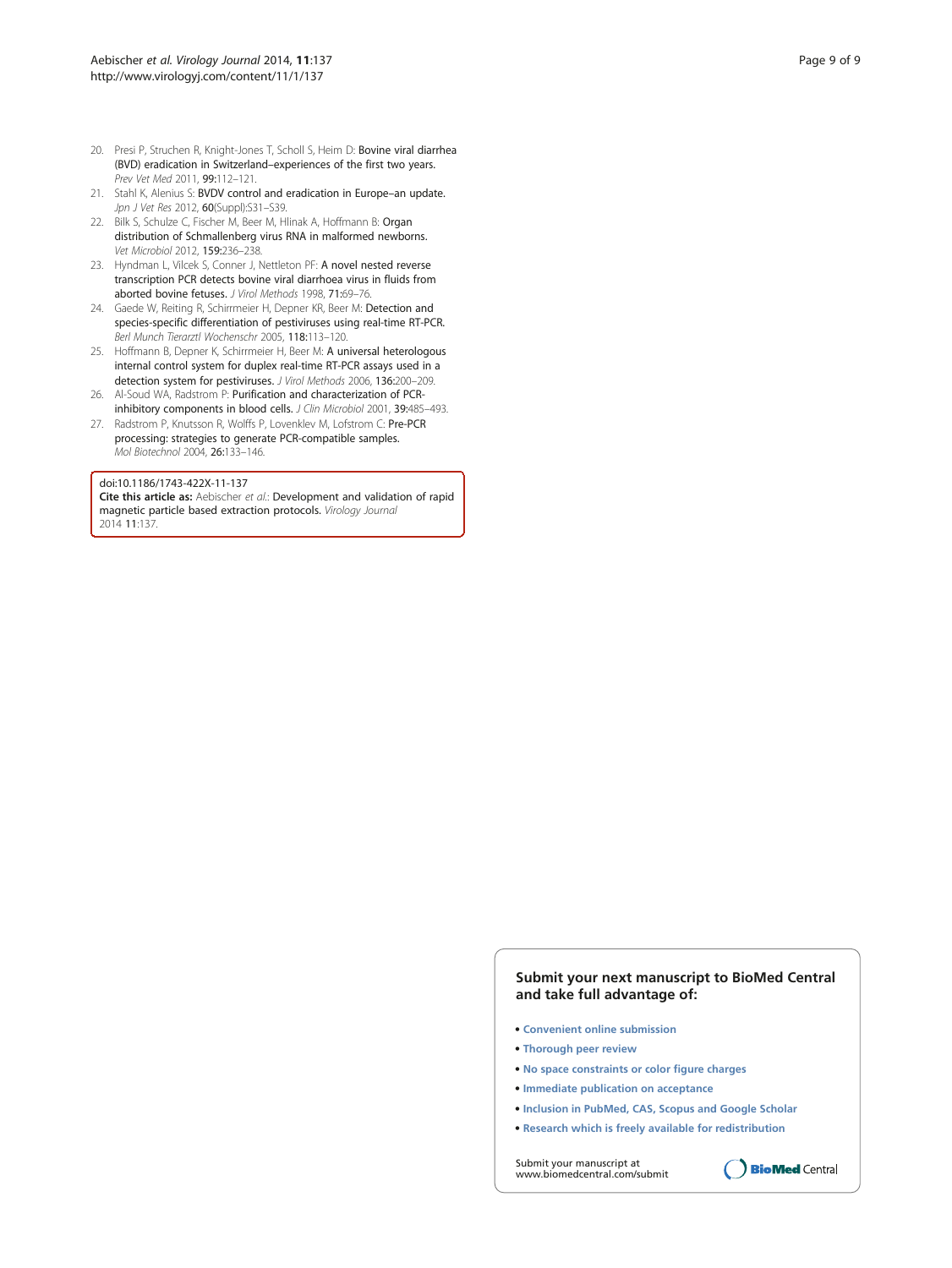20. Presi P, Struchen R, Knight-Jones T, Scholl S, Heim D: **Bovine viral diarrhea (BVD) eradication in Switzerland–experiences of the first two years.** *Prev Vet Med* 2011, **99:**112–121.
21. Stahl K, Alenius S: **BVDV control and eradication in Europe–an update.** *Jpn J Vet Res* 2012, **60**(Suppl):S31–S39.
22. Bilk S, Schulze C, Fischer M, Beer M, Hlinak A, Hoffmann B: **Organ distribution of Schmallenberg virus RNA in malformed newborns.** *Vet Microbiol* 2012, **159:**236–238.
23. Hyndman L, Vilcek S, Conner J, Nettleton PF: **A novel nested reverse transcription PCR detects bovine viral diarrhoea virus in fluids from aborted bovine fetuses.** *J Virol Methods* 1998, **71:**69–76.
24. Gaede W, Reiting R, Schirrmeier H, Depner KR, Beer M: **Detection and species-specific differentiation of pestiviruses using real-time RT-PCR.** *Berl Munch Tierarztl Wochenschr* 2005, **118:**113–120.
25. Hoffmann B, Depner K, Schirrmeier H, Beer M: **A universal heterologous internal control system for duplex real-time RT-PCR assays used in a detection system for pestiviruses.** *J Virol Methods* 2006, **136:**200–209.
26. Al-Soud WA, Radstrom P: **Purification and characterization of PCR-inhibitory components in blood cells.** *J Clin Microbiol* 2001, **39:**485–493.
27. Radstrom P, Knutsson R, Wolffs P, Lovenklev M, Lofstrom C: **Pre-PCR processing: strategies to generate PCR-compatible samples.** *Mol Biotechnol* 2004, **26:**133–146.

doi:10.1186/1743-422X-11-137
**Cite this article as:** Aebischer *et al.*: Development and validation of rapid magnetic particle based extraction protocols. *Virology Journal* 2014 **11**:137.

**Submit your next manuscript to BioMed Central and take full advantage of:**

- **Convenient online submission**
- **Thorough peer review**
- **No space constraints or color figure charges**
- **Immediate publication on acceptance**
- **Inclusion in PubMed, CAS, Scopus and Google Scholar**
- **Research which is freely available for redistribution**

Submit your manuscript at
www.biomedcentral.com/submit

BioMed Central